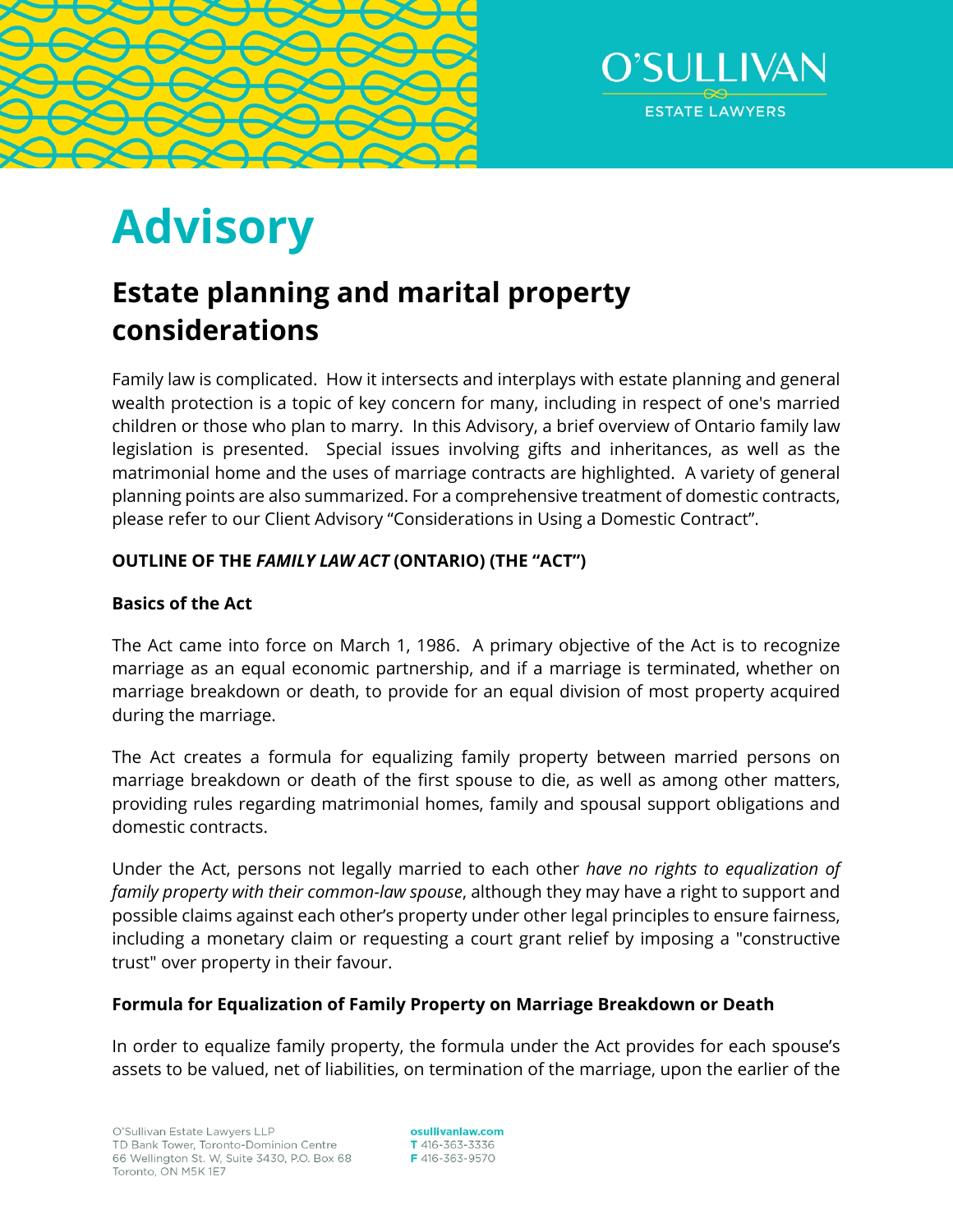# Advisory

## Estate planning and marital property considerations

Family law is complicated. How it intersects and interplays with estate planning and general wealth protection is a topic of key concern for many, including in respect of one's married children or those who plan to marry. In this Advisory, a brief overview of Ontario family law legislation is presented. Special issues involving gifts and inheritances, as well as the matrimonial home and the uses of marriage contracts are highlighted. A variety of general planning points are also summarized. For a comprehensive treatment of domestic contracts, please refer to our Client Advisory "Considerations in Using a Domestic Contract".

**OUTLINE OF THE *FAMILY LAW ACT* (ONTARIO) (THE "ACT")**

**Basics of the Act**

The Act came into force on March 1, 1986. A primary objective of the Act is to recognize marriage as an equal economic partnership, and if a marriage is terminated, whether on marriage breakdown or death, to provide for an equal division of most property acquired during the marriage.

The Act creates a formula for equalizing family property between married persons on marriage breakdown or death of the first spouse to die, as well as among other matters, providing rules regarding matrimonial homes, family and spousal support obligations and domestic contracts.

Under the Act, persons not legally married to each other *have no rights to equalization of family property with their common-law spouse*, although they may have a right to support and possible claims against each other's property under other legal principles to ensure fairness, including a monetary claim or requesting a court grant relief by imposing a "constructive trust" over property in their favour.

**Formula for Equalization of Family Property on Marriage Breakdown or Death**

In order to equalize family property, the formula under the Act provides for each spouse's assets to be valued, net of liabilities, on termination of the marriage, upon the earlier of the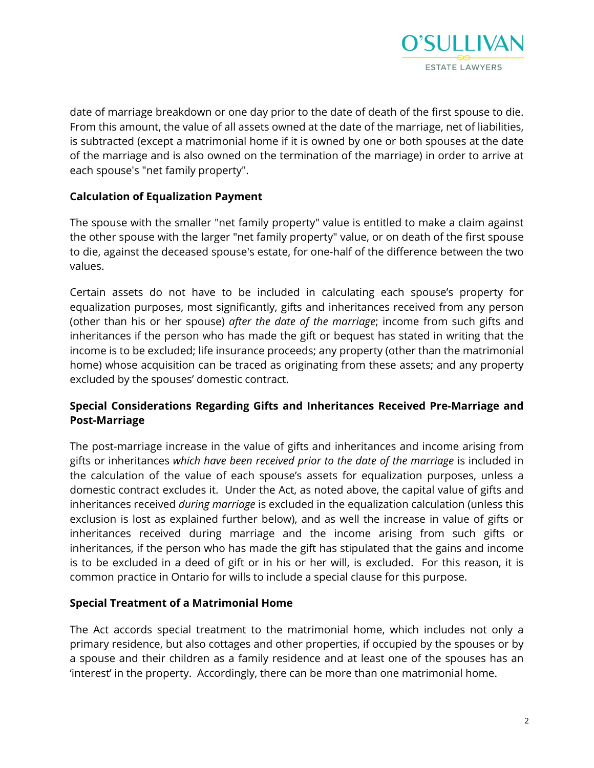date of marriage breakdown or one day prior to the date of death of the first spouse to die. From this amount, the value of all assets owned at the date of the marriage, net of liabilities, is subtracted (except a matrimonial home if it is owned by one or both spouses at the date of the marriage and is also owned on the termination of the marriage) in order to arrive at each spouse's "net family property".

**Calculation of Equalization Payment**

The spouse with the smaller "net family property" value is entitled to make a claim against the other spouse with the larger "net family property" value, or on death of the first spouse to die, against the deceased spouse's estate, for one-half of the difference between the two values.

Certain assets do not have to be included in calculating each spouse's property for equalization purposes, most significantly, gifts and inheritances received from any person (other than his or her spouse) *after the date of the marriage*; income from such gifts and inheritances if the person who has made the gift or bequest has stated in writing that the income is to be excluded; life insurance proceeds; any property (other than the matrimonial home) whose acquisition can be traced as originating from these assets; and any property excluded by the spouses' domestic contract.

**Special Considerations Regarding Gifts and Inheritances Received Pre-Marriage and Post-Marriage**

The post-marriage increase in the value of gifts and inheritances and income arising from gifts or inheritances *which have been received prior to the date of the marriage* is included in the calculation of the value of each spouse's assets for equalization purposes, unless a domestic contract excludes it. Under the Act, as noted above, the capital value of gifts and inheritances received *during marriage* is excluded in the equalization calculation (unless this exclusion is lost as explained further below), and as well the increase in value of gifts or inheritances received during marriage and the income arising from such gifts or inheritances, if the person who has made the gift has stipulated that the gains and income is to be excluded in a deed of gift or in his or her will, is excluded. For this reason, it is common practice in Ontario for wills to include a special clause for this purpose.

**Special Treatment of a Matrimonial Home**

The Act accords special treatment to the matrimonial home, which includes not only a primary residence, but also cottages and other properties, if occupied by the spouses or by a spouse and their children as a family residence and at least one of the spouses has an 'interest' in the property. Accordingly, there can be more than one matrimonial home.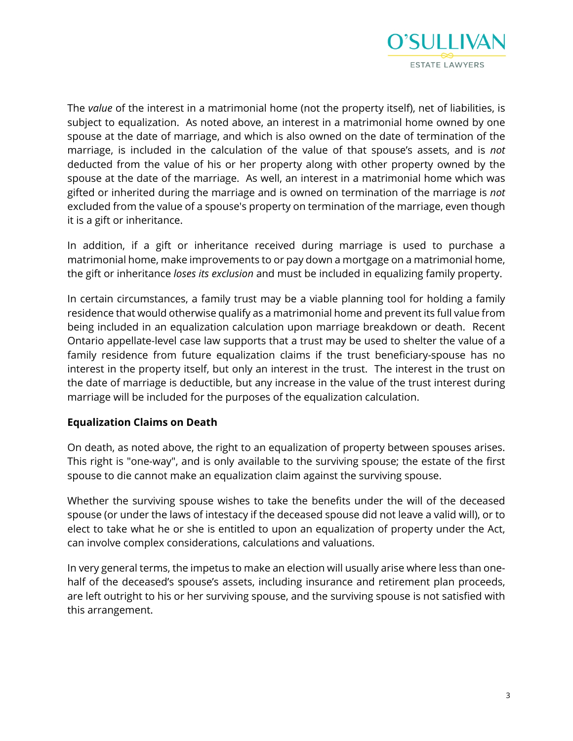The *value* of the interest in a matrimonial home (not the property itself), net of liabilities, is subject to equalization. As noted above, an interest in a matrimonial home owned by one spouse at the date of marriage, and which is also owned on the date of termination of the marriage, is included in the calculation of the value of that spouse's assets, and is *not* deducted from the value of his or her property along with other property owned by the spouse at the date of the marriage. As well, an interest in a matrimonial home which was gifted or inherited during the marriage and is owned on termination of the marriage is *not* excluded from the value of a spouse's property on termination of the marriage, even though it is a gift or inheritance.

In addition, if a gift or inheritance received during marriage is used to purchase a matrimonial home, make improvements to or pay down a mortgage on a matrimonial home, the gift or inheritance *loses its exclusion* and must be included in equalizing family property.

In certain circumstances, a family trust may be a viable planning tool for holding a family residence that would otherwise qualify as a matrimonial home and prevent its full value from being included in an equalization calculation upon marriage breakdown or death. Recent Ontario appellate-level case law supports that a trust may be used to shelter the value of a family residence from future equalization claims if the trust beneficiary-spouse has no interest in the property itself, but only an interest in the trust. The interest in the trust on the date of marriage is deductible, but any increase in the value of the trust interest during marriage will be included for the purposes of the equalization calculation.

**Equalization Claims on Death**

On death, as noted above, the right to an equalization of property between spouses arises. This right is "one-way", and is only available to the surviving spouse; the estate of the first spouse to die cannot make an equalization claim against the surviving spouse.

Whether the surviving spouse wishes to take the benefits under the will of the deceased spouse (or under the laws of intestacy if the deceased spouse did not leave a valid will), or to elect to take what he or she is entitled to upon an equalization of property under the Act, can involve complex considerations, calculations and valuations.

In very general terms, the impetus to make an election will usually arise where less than one-half of the deceased's spouse's assets, including insurance and retirement plan proceeds, are left outright to his or her surviving spouse, and the surviving spouse is not satisfied with this arrangement.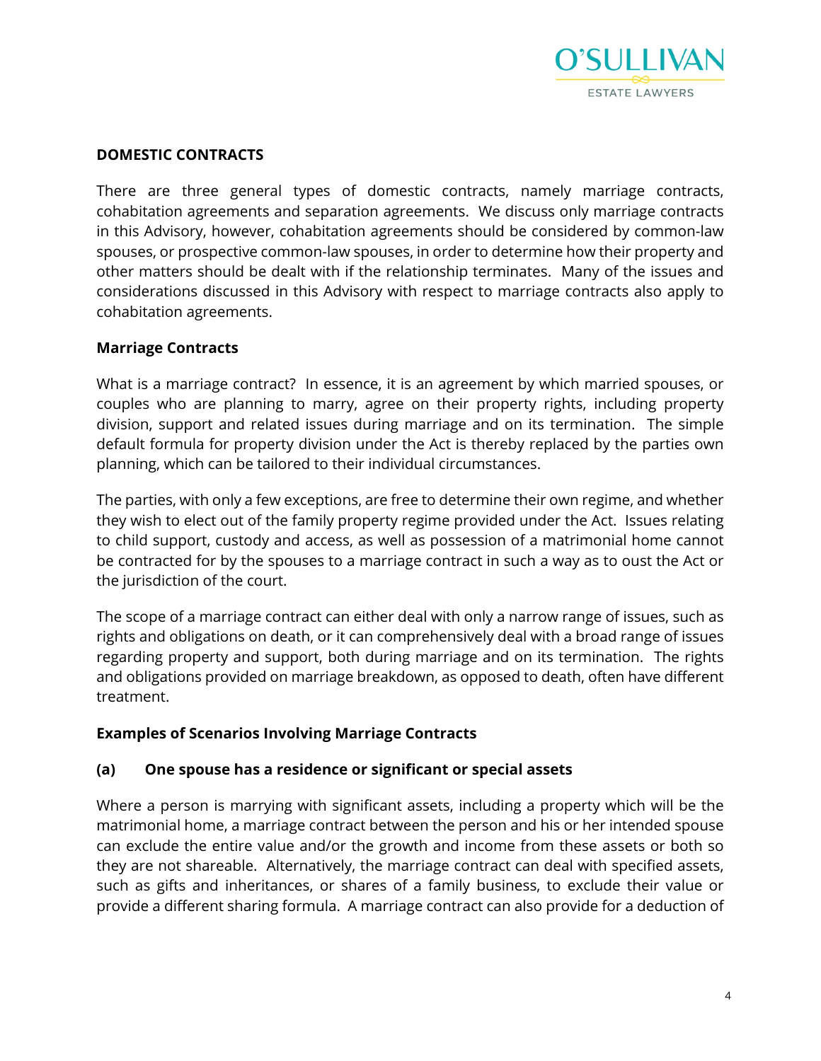**DOMESTIC CONTRACTS**

There are three general types of domestic contracts, namely marriage contracts, cohabitation agreements and separation agreements. We discuss only marriage contracts in this Advisory, however, cohabitation agreements should be considered by common-law spouses, or prospective common-law spouses, in order to determine how their property and other matters should be dealt with if the relationship terminates. Many of the issues and considerations discussed in this Advisory with respect to marriage contracts also apply to cohabitation agreements.

**Marriage Contracts**

What is a marriage contract? In essence, it is an agreement by which married spouses, or couples who are planning to marry, agree on their property rights, including property division, support and related issues during marriage and on its termination. The simple default formula for property division under the Act is thereby replaced by the parties own planning, which can be tailored to their individual circumstances.

The parties, with only a few exceptions, are free to determine their own regime, and whether they wish to elect out of the family property regime provided under the Act. Issues relating to child support, custody and access, as well as possession of a matrimonial home cannot be contracted for by the spouses to a marriage contract in such a way as to oust the Act or the jurisdiction of the court.

The scope of a marriage contract can either deal with only a narrow range of issues, such as rights and obligations on death, or it can comprehensively deal with a broad range of issues regarding property and support, both during marriage and on its termination. The rights and obligations provided on marriage breakdown, as opposed to death, often have different treatment.

**Examples of Scenarios Involving Marriage Contracts**

**(a) One spouse has a residence or significant or special assets**

Where a person is marrying with significant assets, including a property which will be the matrimonial home, a marriage contract between the person and his or her intended spouse can exclude the entire value and/or the growth and income from these assets or both so they are not shareable. Alternatively, the marriage contract can deal with specified assets, such as gifts and inheritances, or shares of a family business, to exclude their value or provide a different sharing formula. A marriage contract can also provide for a deduction of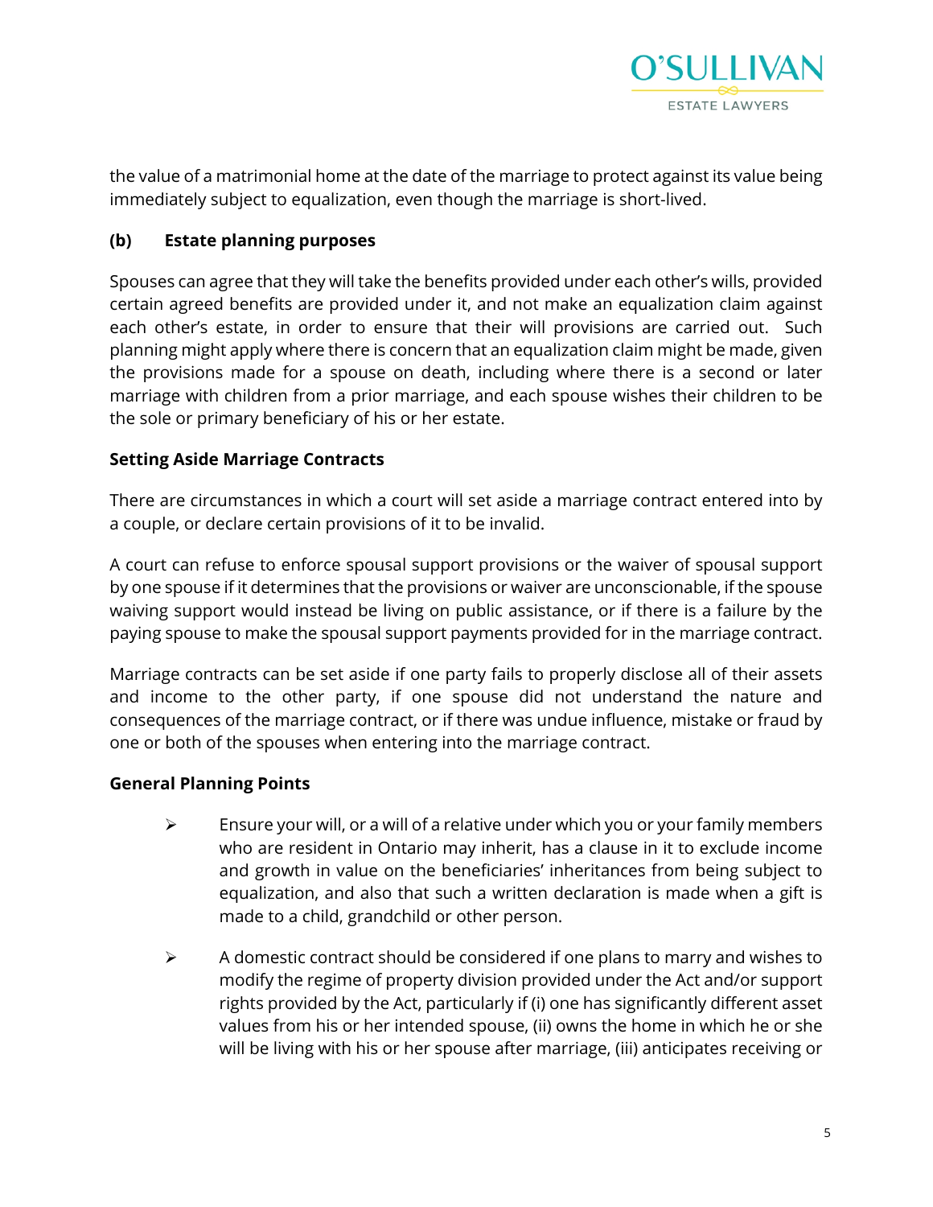the value of a matrimonial home at the date of the marriage to protect against its value being immediately subject to equalization, even though the marriage is short-lived.

**(b) Estate planning purposes**

Spouses can agree that they will take the benefits provided under each other's wills, provided certain agreed benefits are provided under it, and not make an equalization claim against each other's estate, in order to ensure that their will provisions are carried out. Such planning might apply where there is concern that an equalization claim might be made, given the provisions made for a spouse on death, including where there is a second or later marriage with children from a prior marriage, and each spouse wishes their children to be the sole or primary beneficiary of his or her estate.

**Setting Aside Marriage Contracts**

There are circumstances in which a court will set aside a marriage contract entered into by a couple, or declare certain provisions of it to be invalid.

A court can refuse to enforce spousal support provisions or the waiver of spousal support by one spouse if it determines that the provisions or waiver are unconscionable, if the spouse waiving support would instead be living on public assistance, or if there is a failure by the paying spouse to make the spousal support payments provided for in the marriage contract.

Marriage contracts can be set aside if one party fails to properly disclose all of their assets and income to the other party, if one spouse did not understand the nature and consequences of the marriage contract, or if there was undue influence, mistake or fraud by one or both of the spouses when entering into the marriage contract.

**General Planning Points**

- Ensure your will, or a will of a relative under which you or your family members who are resident in Ontario may inherit, has a clause in it to exclude income and growth in value on the beneficiaries' inheritances from being subject to equalization, and also that such a written declaration is made when a gift is made to a child, grandchild or other person.

- A domestic contract should be considered if one plans to marry and wishes to modify the regime of property division provided under the Act and/or support rights provided by the Act, particularly if (i) one has significantly different asset values from his or her intended spouse, (ii) owns the home in which he or she will be living with his or her spouse after marriage, (iii) anticipates receiving or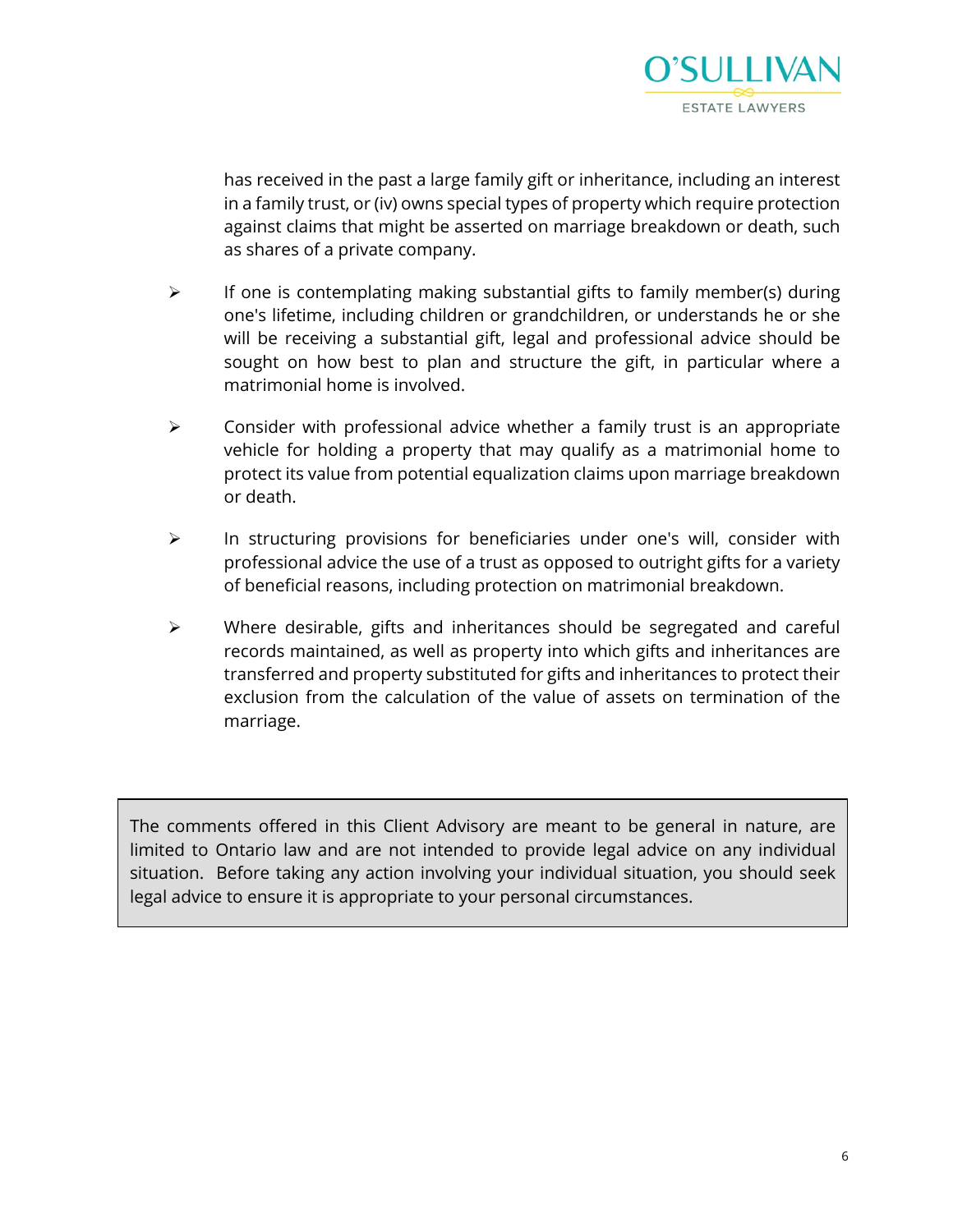has received in the past a large family gift or inheritance, including an interest in a family trust, or (iv) owns special types of property which require protection against claims that might be asserted on marriage breakdown or death, such as shares of a private company.

- If one is contemplating making substantial gifts to family member(s) during one's lifetime, including children or grandchildren, or understands he or she will be receiving a substantial gift, legal and professional advice should be sought on how best to plan and structure the gift, in particular where a matrimonial home is involved.

- Consider with professional advice whether a family trust is an appropriate vehicle for holding a property that may qualify as a matrimonial home to protect its value from potential equalization claims upon marriage breakdown or death.

- In structuring provisions for beneficiaries under one's will, consider with professional advice the use of a trust as opposed to outright gifts for a variety of beneficial reasons, including protection on matrimonial breakdown.

- Where desirable, gifts and inheritances should be segregated and careful records maintained, as well as property into which gifts and inheritances are transferred and property substituted for gifts and inheritances to protect their exclusion from the calculation of the value of assets on termination of the marriage.

> The comments offered in this Client Advisory are meant to be general in nature, are limited to Ontario law and are not intended to provide legal advice on any individual situation. Before taking any action involving your individual situation, you should seek legal advice to ensure it is appropriate to your personal circumstances.